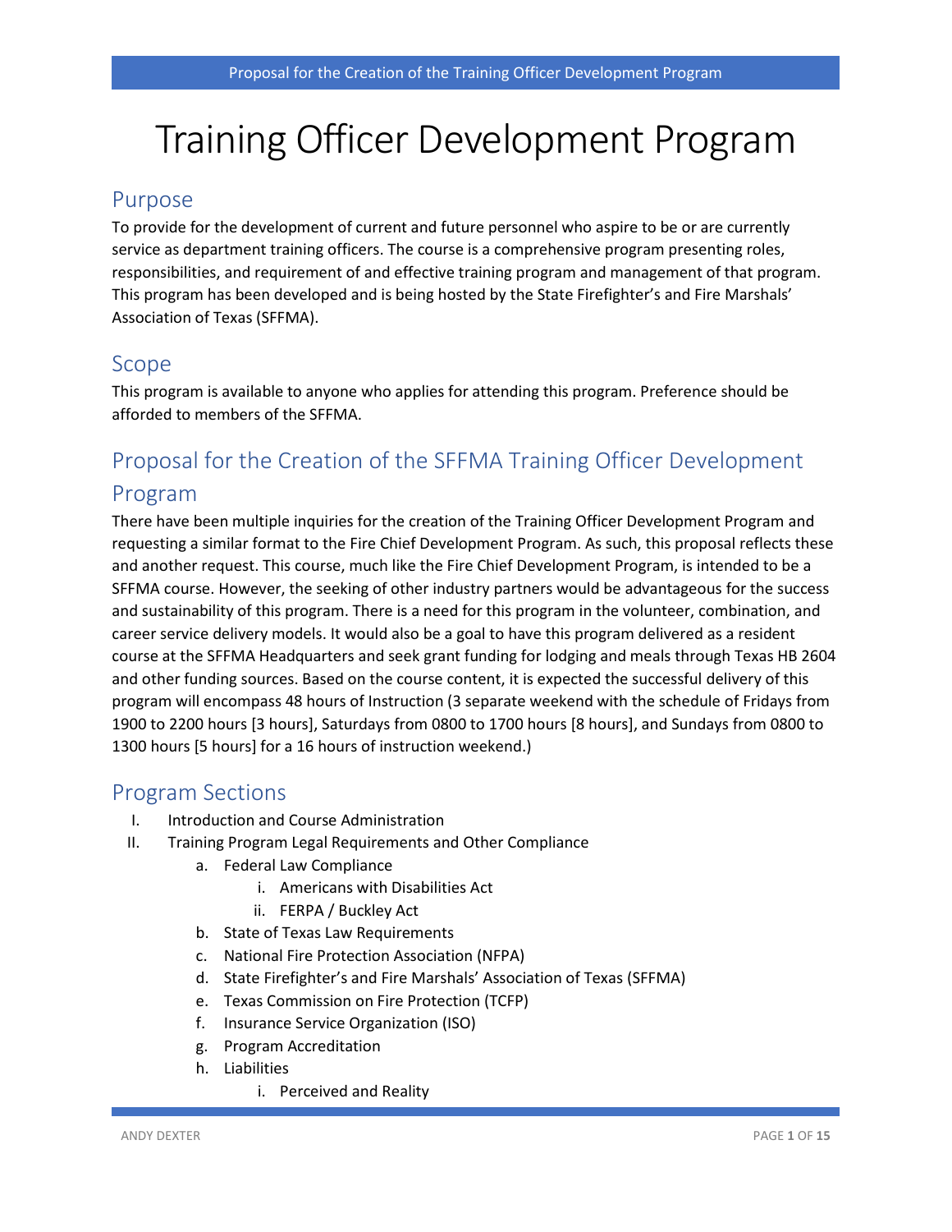# Training Officer Development Program

## Purpose

To provide for the development of current and future personnel who aspire to be or are currently service as department training officers. The course is a comprehensive program presenting roles, responsibilities, and requirement of and effective training program and management of that program. This program has been developed and is being hosted by the State Firefighter's and Fire Marshals' Association of Texas (SFFMA).

## Scope

This program is available to anyone who applies for attending this program. Preference should be afforded to members of the SFFMA.

## Proposal for the Creation of the SFFMA Training Officer Development Program

There have been multiple inquiries for the creation of the Training Officer Development Program and requesting a similar format to the Fire Chief Development Program. As such, this proposal reflects these and another request. This course, much like the Fire Chief Development Program, is intended to be a SFFMA course. However, the seeking of other industry partners would be advantageous for the success and sustainability of this program. There is a need for this program in the volunteer, combination, and career service delivery models. It would also be a goal to have this program delivered as a resident course at the SFFMA Headquarters and seek grant funding for lodging and meals through Texas HB 2604 and other funding sources. Based on the course content, it is expected the successful delivery of this program will encompass 48 hours of Instruction (3 separate weekend with the schedule of Fridays from 1900 to 2200 hours [3 hours], Saturdays from 0800 to 1700 hours [8 hours], and Sundays from 0800 to 1300 hours [5 hours] for a 16 hours of instruction weekend.)

## Program Sections

I. Introduction and Course Administration
II. Training Program Legal Requirements and Other Compliance
    a. Federal Law Compliance
        i. Americans with Disabilities Act
        ii. FERPA / Buckley Act
    b. State of Texas Law Requirements
    c. National Fire Protection Association (NFPA)
    d. State Firefighter's and Fire Marshals' Association of Texas (SFFMA)
    e. Texas Commission on Fire Protection (TCFP)
    f. Insurance Service Organization (ISO)
    g. Program Accreditation
    h. Liabilities
        i. Perceived and Reality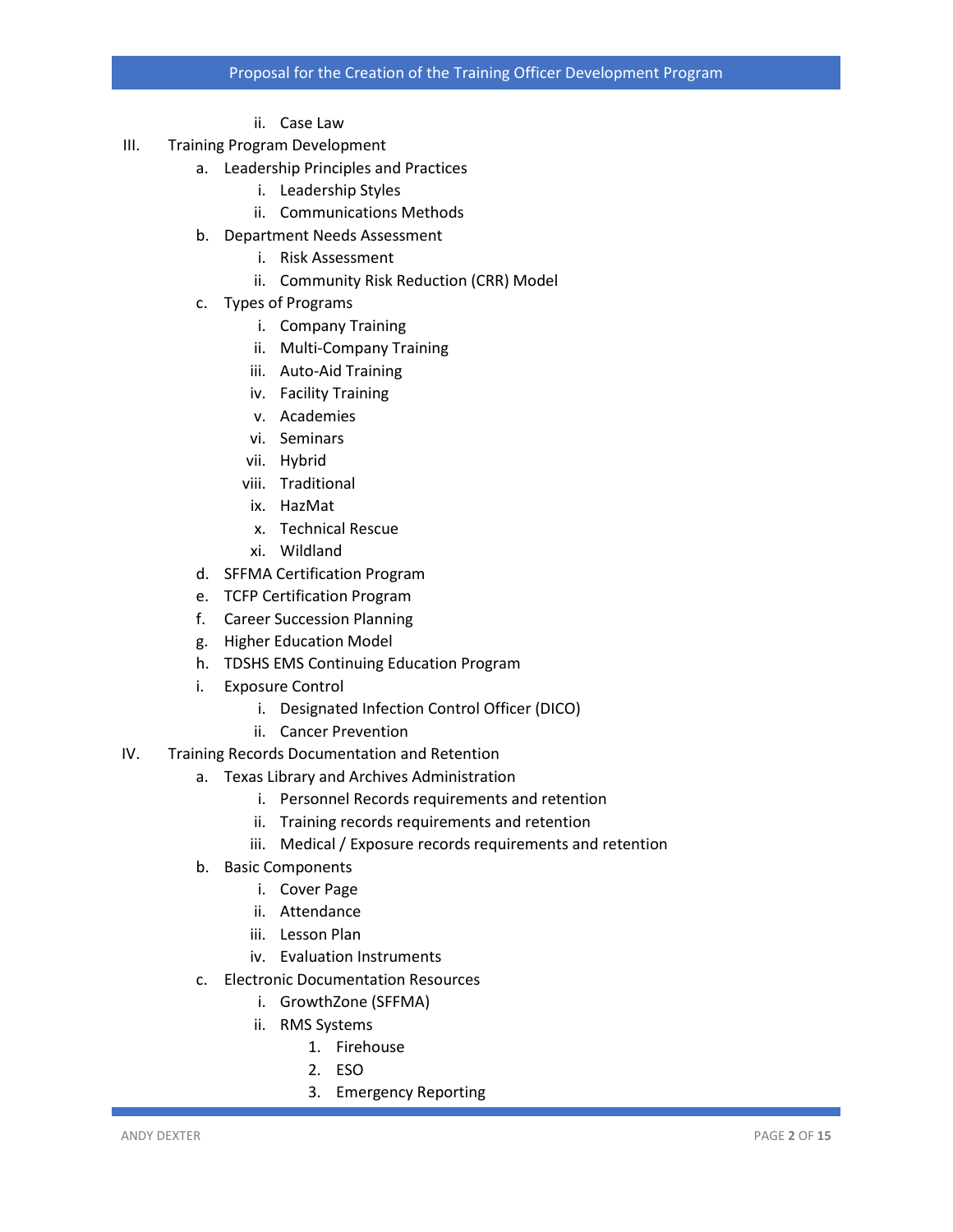ii. Case Law

III. Training Program Development
   a. Leadership Principles and Practices
      i. Leadership Styles
      ii. Communications Methods
   b. Department Needs Assessment
      i. Risk Assessment
      ii. Community Risk Reduction (CRR) Model
   c. Types of Programs
      i. Company Training
      ii. Multi-Company Training
      iii. Auto-Aid Training
      iv. Facility Training
      v. Academies
      vi. Seminars
      vii. Hybrid
      viii. Traditional
      ix. HazMat
      x. Technical Rescue
      xi. Wildland
   d. SFFMA Certification Program
   e. TCFP Certification Program
   f. Career Succession Planning
   g. Higher Education Model
   h. TDSHS EMS Continuing Education Program
   i. Exposure Control
      i. Designated Infection Control Officer (DICO)
      ii. Cancer Prevention

IV. Training Records Documentation and Retention
   a. Texas Library and Archives Administration
      i. Personnel Records requirements and retention
      ii. Training records requirements and retention
      iii. Medical / Exposure records requirements and retention
   b. Basic Components
      i. Cover Page
      ii. Attendance
      iii. Lesson Plan
      iv. Evaluation Instruments
   c. Electronic Documentation Resources
      i. GrowthZone (SFFMA)
      ii. RMS Systems
         1. Firehouse
         2. ESO
         3. Emergency Reporting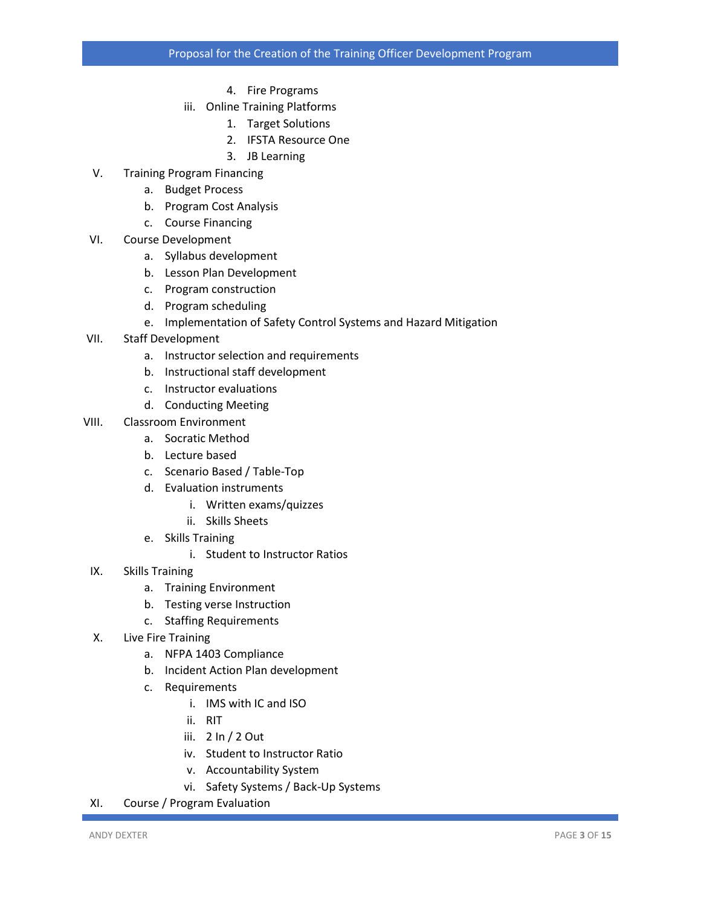4. Fire Programs
        iii. Online Training Platforms
            1. Target Solutions
            2. IFSTA Resource One
            3. JB Learning

V. Training Program Financing
    a. Budget Process
    b. Program Cost Analysis
    c. Course Financing

VI. Course Development
    a. Syllabus development
    b. Lesson Plan Development
    c. Program construction
    d. Program scheduling
    e. Implementation of Safety Control Systems and Hazard Mitigation

VII. Staff Development
    a. Instructor selection and requirements
    b. Instructional staff development
    c. Instructor evaluations
    d. Conducting Meeting

VIII. Classroom Environment
    a. Socratic Method
    b. Lecture based
    c. Scenario Based / Table-Top
    d. Evaluation instruments
        i. Written exams/quizzes
        ii. Skills Sheets
    e. Skills Training
        i. Student to Instructor Ratios

IX. Skills Training
    a. Training Environment
    b. Testing verse Instruction
    c. Staffing Requirements

X. Live Fire Training
    a. NFPA 1403 Compliance
    b. Incident Action Plan development
    c. Requirements
        i. IMS with IC and ISO
        ii. RIT
        iii. 2 In / 2 Out
        iv. Student to Instructor Ratio
        v. Accountability System
        vi. Safety Systems / Back-Up Systems

XI. Course / Program Evaluation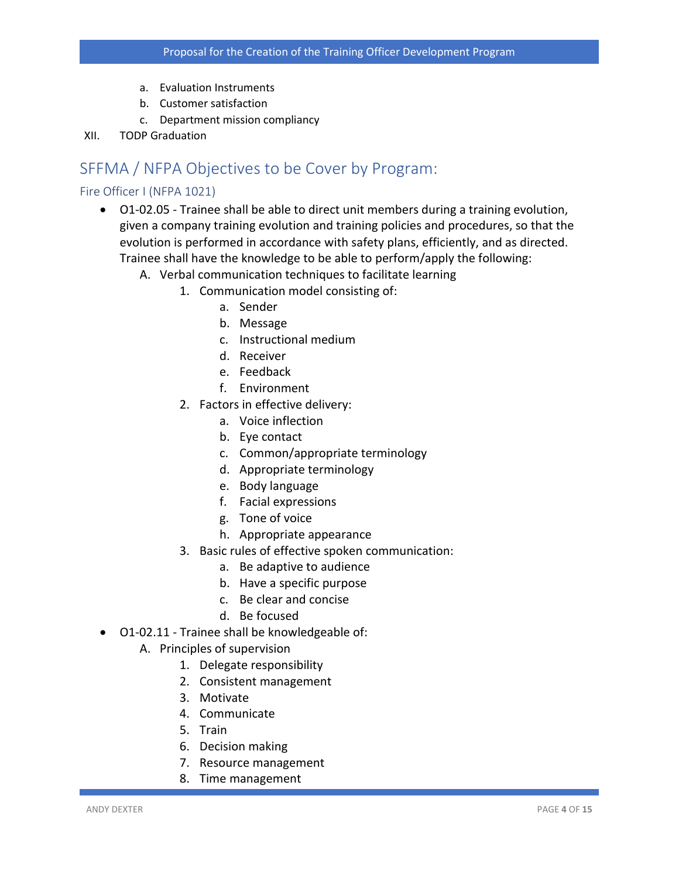a. Evaluation Instruments
   b. Customer satisfaction
   c. Department mission compliancy

XII. TODP Graduation

## SFFMA / NFPA Objectives to be Cover by Program:

### Fire Officer I (NFPA 1021)

- O1-02.05 - Trainee shall be able to direct unit members during a training evolution, given a company training evolution and training policies and procedures, so that the evolution is performed in accordance with safety plans, efficiently, and as directed. Trainee shall have the knowledge to be able to perform/apply the following:
  - A. Verbal communication techniques to facilitate learning
    1. Communication model consisting of:
       a. Sender
       b. Message
       c. Instructional medium
       d. Receiver
       e. Feedback
       f. Environment
    2. Factors in effective delivery:
       a. Voice inflection
       b. Eye contact
       c. Common/appropriate terminology
       d. Appropriate terminology
       e. Body language
       f. Facial expressions
       g. Tone of voice
       h. Appropriate appearance
    3. Basic rules of effective spoken communication:
       a. Be adaptive to audience
       b. Have a specific purpose
       c. Be clear and concise
       d. Be focused
- O1-02.11 - Trainee shall be knowledgeable of:
  - A. Principles of supervision
    1. Delegate responsibility
    2. Consistent management
    3. Motivate
    4. Communicate
    5. Train
    6. Decision making
    7. Resource management
    8. Time management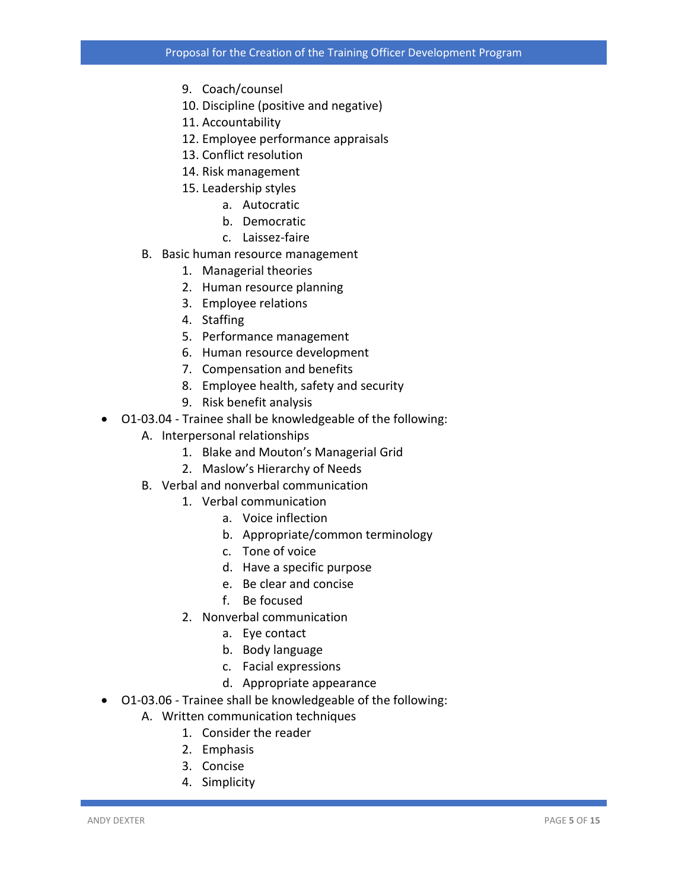9. Coach/counsel
10. Discipline (positive and negative)
11. Accountability
12. Employee performance appraisals
13. Conflict resolution
14. Risk management
15. Leadership styles
    a. Autocratic
    b. Democratic
    c. Laissez-faire

B. Basic human resource management
1. Managerial theories
2. Human resource planning
3. Employee relations
4. Staffing
5. Performance management
6. Human resource development
7. Compensation and benefits
8. Employee health, safety and security
9. Risk benefit analysis

- O1-03.04 - Trainee shall be knowledgeable of the following:
  - A. Interpersonal relationships
    1. Blake and Mouton's Managerial Grid
    2. Maslow's Hierarchy of Needs
  - B. Verbal and nonverbal communication
    1. Verbal communication
       a. Voice inflection
       b. Appropriate/common terminology
       c. Tone of voice
       d. Have a specific purpose
       e. Be clear and concise
       f. Be focused
    2. Nonverbal communication
       a. Eye contact
       b. Body language
       c. Facial expressions
       d. Appropriate appearance
- O1-03.06 - Trainee shall be knowledgeable of the following:
  - A. Written communication techniques
    1. Consider the reader
    2. Emphasis
    3. Concise
    4. Simplicity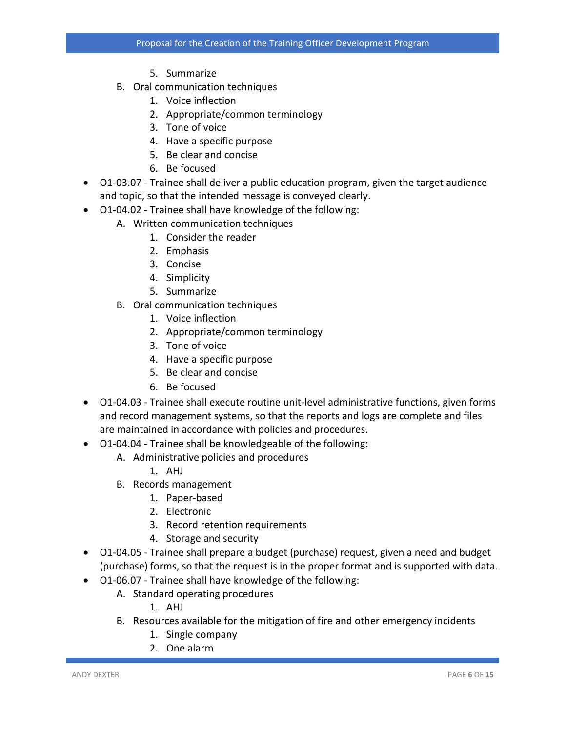5. Summarize
    B. Oral communication techniques
        1. Voice inflection
        2. Appropriate/common terminology
        3. Tone of voice
        4. Have a specific purpose
        5. Be clear and concise
        6. Be focused

- O1-03.07 - Trainee shall deliver a public education program, given the target audience and topic, so that the intended message is conveyed clearly.
- O1-04.02 - Trainee shall have knowledge of the following:
    - A. Written communication techniques
        1. Consider the reader
        2. Emphasis
        3. Concise
        4. Simplicity
        5. Summarize
    - B. Oral communication techniques
        1. Voice inflection
        2. Appropriate/common terminology
        3. Tone of voice
        4. Have a specific purpose
        5. Be clear and concise
        6. Be focused
- O1-04.03 - Trainee shall execute routine unit-level administrative functions, given forms and record management systems, so that the reports and logs are complete and files are maintained in accordance with policies and procedures.
- O1-04.04 - Trainee shall be knowledgeable of the following:
    - A. Administrative policies and procedures
        1. AHJ
    - B. Records management
        1. Paper-based
        2. Electronic
        3. Record retention requirements
        4. Storage and security
- O1-04.05 - Trainee shall prepare a budget (purchase) request, given a need and budget (purchase) forms, so that the request is in the proper format and is supported with data.
- O1-06.07 - Trainee shall have knowledge of the following:
    - A. Standard operating procedures
        1. AHJ
    - B. Resources available for the mitigation of fire and other emergency incidents
        1. Single company
        2. One alarm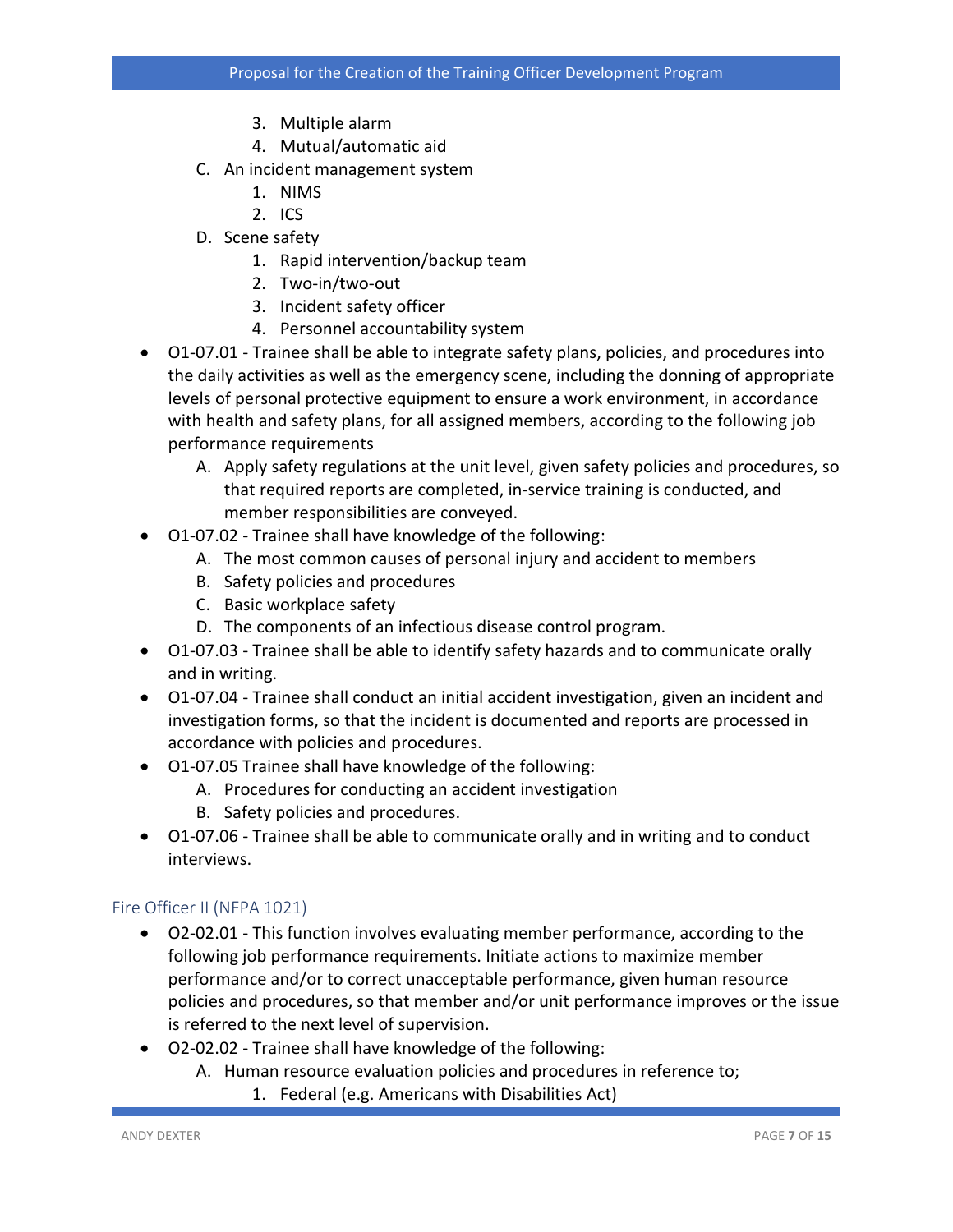3. Multiple alarm
      4. Mutual/automatic aid
   C. An incident management system
      1. NIMS
      2. ICS
   D. Scene safety
      1. Rapid intervention/backup team
      2. Two-in/two-out
      3. Incident safety officer
      4. Personnel accountability system

- O1-07.01 - Trainee shall be able to integrate safety plans, policies, and procedures into the daily activities as well as the emergency scene, including the donning of appropriate levels of personal protective equipment to ensure a work environment, in accordance with health and safety plans, for all assigned members, according to the following job performance requirements
   A. Apply safety regulations at the unit level, given safety policies and procedures, so that required reports are completed, in-service training is conducted, and member responsibilities are conveyed.
- O1-07.02 - Trainee shall have knowledge of the following:
   A. The most common causes of personal injury and accident to members
   B. Safety policies and procedures
   C. Basic workplace safety
   D. The components of an infectious disease control program.
- O1-07.03 - Trainee shall be able to identify safety hazards and to communicate orally and in writing.
- O1-07.04 - Trainee shall conduct an initial accident investigation, given an incident and investigation forms, so that the incident is documented and reports are processed in accordance with policies and procedures.
- O1-07.05 Trainee shall have knowledge of the following:
   A. Procedures for conducting an accident investigation
   B. Safety policies and procedures.
- O1-07.06 - Trainee shall be able to communicate orally and in writing and to conduct interviews.

## Fire Officer II (NFPA 1021)

- O2-02.01 - This function involves evaluating member performance, according to the following job performance requirements. Initiate actions to maximize member performance and/or to correct unacceptable performance, given human resource policies and procedures, so that member and/or unit performance improves or the issue is referred to the next level of supervision.
- O2-02.02 - Trainee shall have knowledge of the following:
   A. Human resource evaluation policies and procedures in reference to;
      1. Federal (e.g. Americans with Disabilities Act)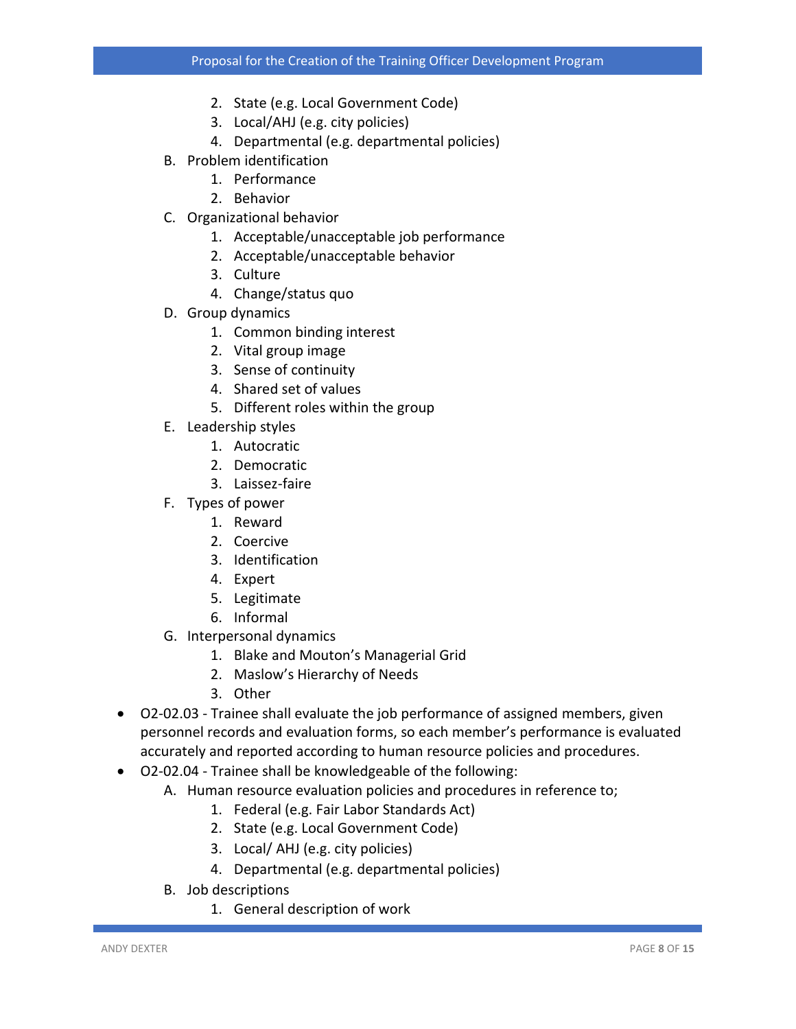2. State (e.g. Local Government Code)
      3. Local/AHJ (e.g. city policies)
      4. Departmental (e.g. departmental policies)
   B. Problem identification
      1. Performance
      2. Behavior
   C. Organizational behavior
      1. Acceptable/unacceptable job performance
      2. Acceptable/unacceptable behavior
      3. Culture
      4. Change/status quo
   D. Group dynamics
      1. Common binding interest
      2. Vital group image
      3. Sense of continuity
      4. Shared set of values
      5. Different roles within the group
   E. Leadership styles
      1. Autocratic
      2. Democratic
      3. Laissez-faire
   F. Types of power
      1. Reward
      2. Coercive
      3. Identification
      4. Expert
      5. Legitimate
      6. Informal
   G. Interpersonal dynamics
      1. Blake and Mouton's Managerial Grid
      2. Maslow's Hierarchy of Needs
      3. Other

- O2-02.03 - Trainee shall evaluate the job performance of assigned members, given personnel records and evaluation forms, so each member's performance is evaluated accurately and reported according to human resource policies and procedures.
- O2-02.04 - Trainee shall be knowledgeable of the following:
   A. Human resource evaluation policies and procedures in reference to;
      1. Federal (e.g. Fair Labor Standards Act)
      2. State (e.g. Local Government Code)
      3. Local/ AHJ (e.g. city policies)
      4. Departmental (e.g. departmental policies)
   B. Job descriptions
      1. General description of work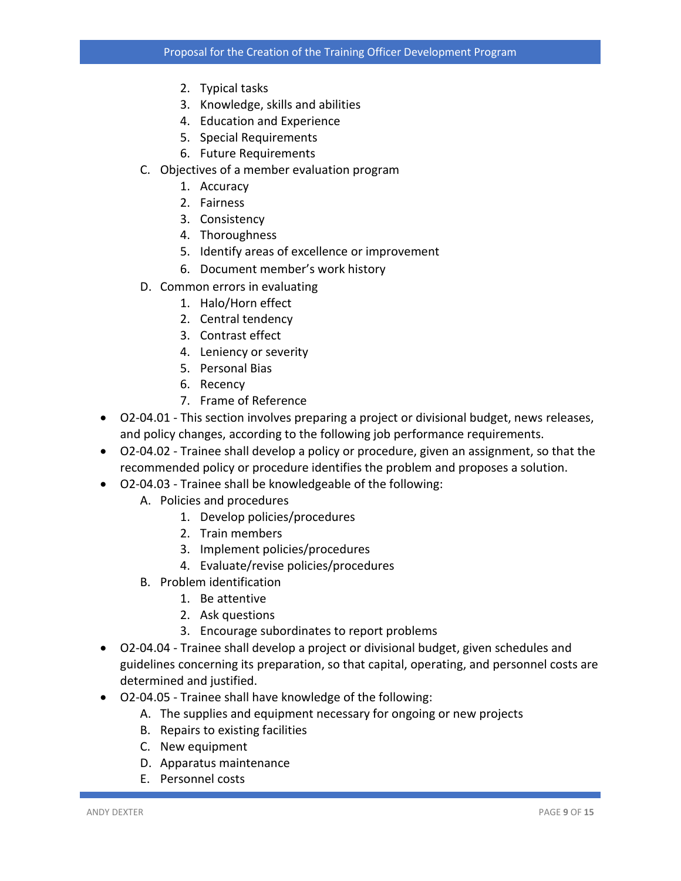2. Typical tasks
    3. Knowledge, skills and abilities
    4. Education and Experience
    5. Special Requirements
    6. Future Requirements
  C. Objectives of a member evaluation program
    1. Accuracy
    2. Fairness
    3. Consistency
    4. Thoroughness
    5. Identify areas of excellence or improvement
    6. Document member's work history
  D. Common errors in evaluating
    1. Halo/Horn effect
    2. Central tendency
    3. Contrast effect
    4. Leniency or severity
    5. Personal Bias
    6. Recency
    7. Frame of Reference

- O2-04.01 - This section involves preparing a project or divisional budget, news releases, and policy changes, according to the following job performance requirements.
- O2-04.02 - Trainee shall develop a policy or procedure, given an assignment, so that the recommended policy or procedure identifies the problem and proposes a solution.
- O2-04.03 - Trainee shall be knowledgeable of the following:
  A. Policies and procedures
    1. Develop policies/procedures
    2. Train members
    3. Implement policies/procedures
    4. Evaluate/revise policies/procedures
  B. Problem identification
    1. Be attentive
    2. Ask questions
    3. Encourage subordinates to report problems
- O2-04.04 - Trainee shall develop a project or divisional budget, given schedules and guidelines concerning its preparation, so that capital, operating, and personnel costs are determined and justified.
- O2-04.05 - Trainee shall have knowledge of the following:
  A. The supplies and equipment necessary for ongoing or new projects
  B. Repairs to existing facilities
  C. New equipment
  D. Apparatus maintenance
  E. Personnel costs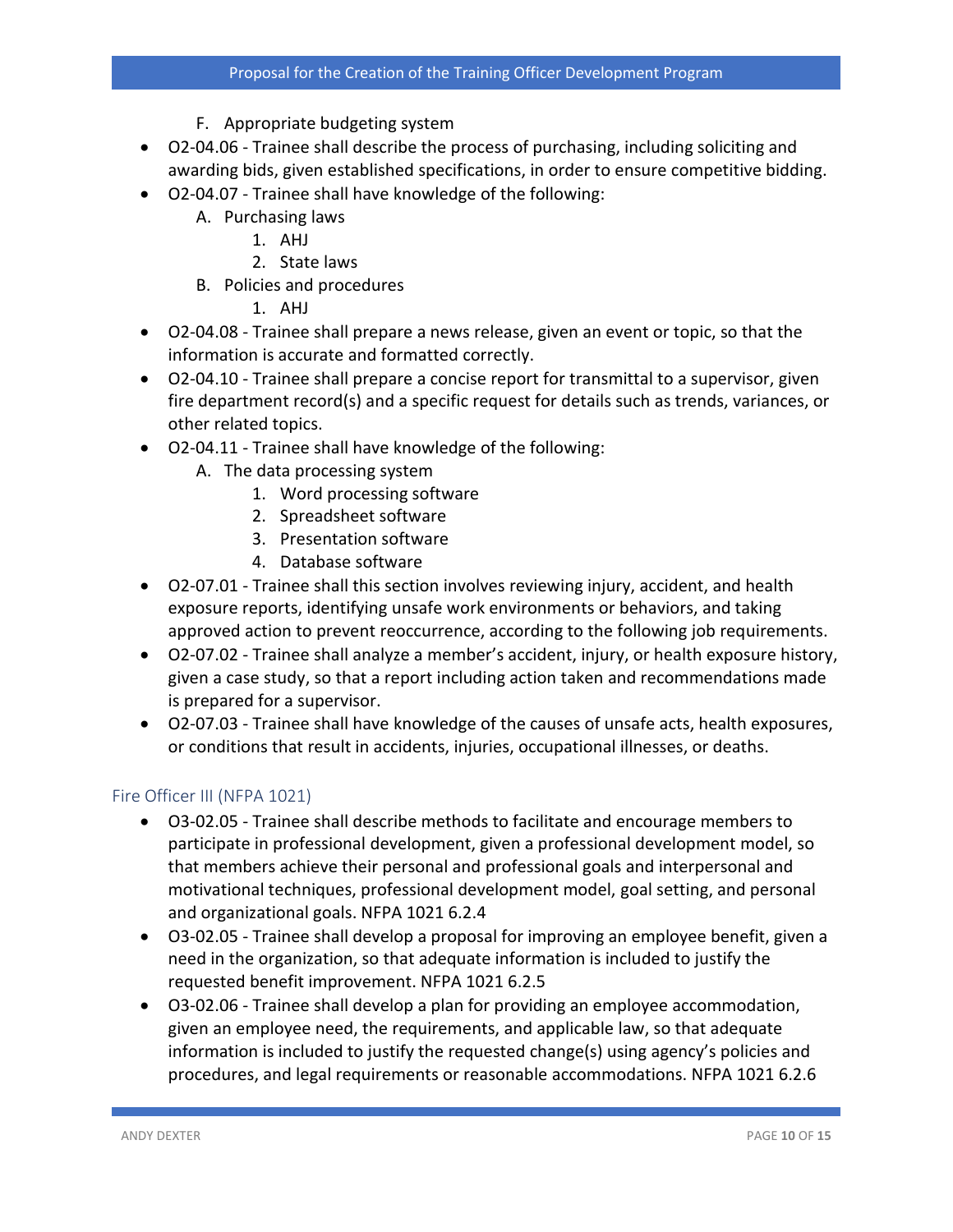F. Appropriate budgeting system

- O2-04.06 - Trainee shall describe the process of purchasing, including soliciting and awarding bids, given established specifications, in order to ensure competitive bidding.
- O2-04.07 - Trainee shall have knowledge of the following:
    - A. Purchasing laws
        1. AHJ
        2. State laws
    - B. Policies and procedures
        1. AHJ
- O2-04.08 - Trainee shall prepare a news release, given an event or topic, so that the information is accurate and formatted correctly.
- O2-04.10 - Trainee shall prepare a concise report for transmittal to a supervisor, given fire department record(s) and a specific request for details such as trends, variances, or other related topics.
- O2-04.11 - Trainee shall have knowledge of the following:
    - A. The data processing system
        1. Word processing software
        2. Spreadsheet software
        3. Presentation software
        4. Database software
- O2-07.01 - Trainee shall this section involves reviewing injury, accident, and health exposure reports, identifying unsafe work environments or behaviors, and taking approved action to prevent reoccurrence, according to the following job requirements.
- O2-07.02 - Trainee shall analyze a member's accident, injury, or health exposure history, given a case study, so that a report including action taken and recommendations made is prepared for a supervisor.
- O2-07.03 - Trainee shall have knowledge of the causes of unsafe acts, health exposures, or conditions that result in accidents, injuries, occupational illnesses, or deaths.

### Fire Officer III (NFPA 1021)

- O3-02.05 - Trainee shall describe methods to facilitate and encourage members to participate in professional development, given a professional development model, so that members achieve their personal and professional goals and interpersonal and motivational techniques, professional development model, goal setting, and personal and organizational goals. NFPA 1021 6.2.4
- O3-02.05 - Trainee shall develop a proposal for improving an employee benefit, given a need in the organization, so that adequate information is included to justify the requested benefit improvement. NFPA 1021 6.2.5
- O3-02.06 - Trainee shall develop a plan for providing an employee accommodation, given an employee need, the requirements, and applicable law, so that adequate information is included to justify the requested change(s) using agency's policies and procedures, and legal requirements or reasonable accommodations. NFPA 1021 6.2.6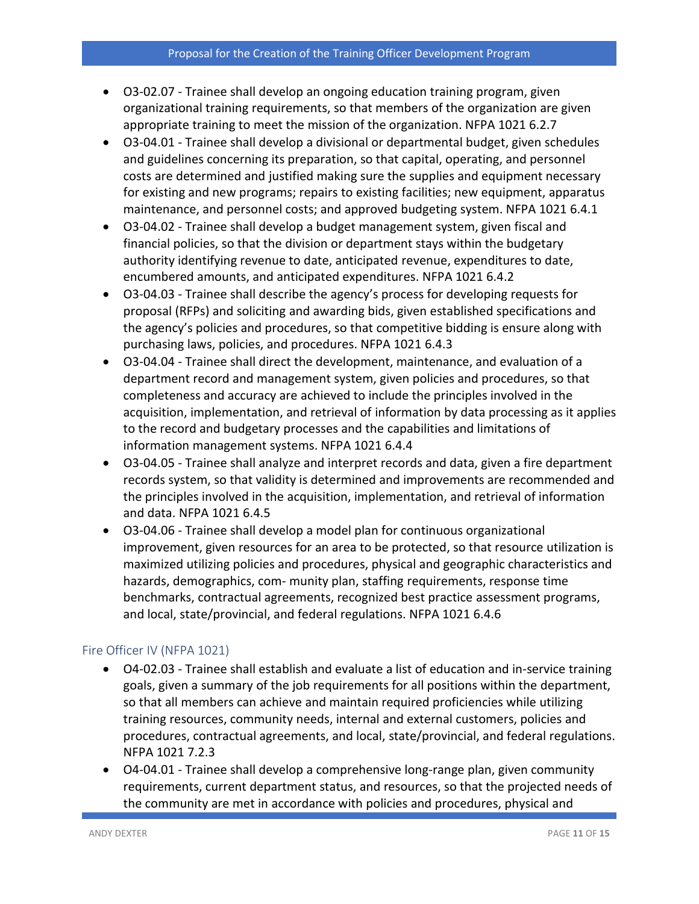- O3-02.07 - Trainee shall develop an ongoing education training program, given organizational training requirements, so that members of the organization are given appropriate training to meet the mission of the organization. NFPA 1021 6.2.7
- O3-04.01 - Trainee shall develop a divisional or departmental budget, given schedules and guidelines concerning its preparation, so that capital, operating, and personnel costs are determined and justified making sure the supplies and equipment necessary for existing and new programs; repairs to existing facilities; new equipment, apparatus maintenance, and personnel costs; and approved budgeting system. NFPA 1021 6.4.1
- O3-04.02 - Trainee shall develop a budget management system, given fiscal and financial policies, so that the division or department stays within the budgetary authority identifying revenue to date, anticipated revenue, expenditures to date, encumbered amounts, and anticipated expenditures. NFPA 1021 6.4.2
- O3-04.03 - Trainee shall describe the agency's process for developing requests for proposal (RFPs) and soliciting and awarding bids, given established specifications and the agency's policies and procedures, so that competitive bidding is ensure along with purchasing laws, policies, and procedures. NFPA 1021 6.4.3
- O3-04.04 - Trainee shall direct the development, maintenance, and evaluation of a department record and management system, given policies and procedures, so that completeness and accuracy are achieved to include the principles involved in the acquisition, implementation, and retrieval of information by data processing as it applies to the record and budgetary processes and the capabilities and limitations of information management systems. NFPA 1021 6.4.4
- O3-04.05 - Trainee shall analyze and interpret records and data, given a fire department records system, so that validity is determined and improvements are recommended and the principles involved in the acquisition, implementation, and retrieval of information and data. NFPA 1021 6.4.5
- O3-04.06 - Trainee shall develop a model plan for continuous organizational improvement, given resources for an area to be protected, so that resource utilization is maximized utilizing policies and procedures, physical and geographic characteristics and hazards, demographics, com- munity plan, staffing requirements, response time benchmarks, contractual agreements, recognized best practice assessment programs, and local, state/provincial, and federal regulations. NFPA 1021 6.4.6

## Fire Officer IV (NFPA 1021)

- O4-02.03 - Trainee shall establish and evaluate a list of education and in-service training goals, given a summary of the job requirements for all positions within the department, so that all members can achieve and maintain required proficiencies while utilizing training resources, community needs, internal and external customers, policies and procedures, contractual agreements, and local, state/provincial, and federal regulations. NFPA 1021 7.2.3
- O4-04.01 - Trainee shall develop a comprehensive long-range plan, given community requirements, current department status, and resources, so that the projected needs of the community are met in accordance with policies and procedures, physical and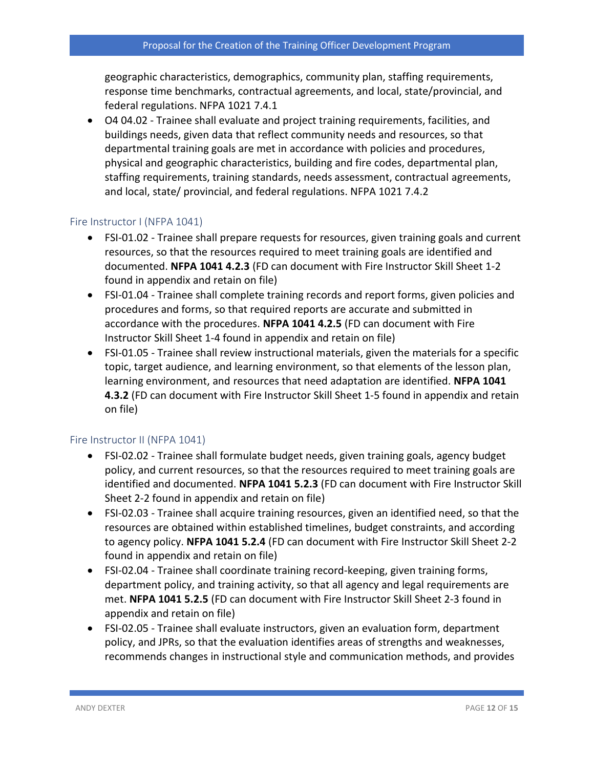geographic characteristics, demographics, community plan, staffing requirements, response time benchmarks, contractual agreements, and local, state/provincial, and federal regulations. NFPA 1021 7.4.1

- O4 04.02 - Trainee shall evaluate and project training requirements, facilities, and buildings needs, given data that reflect community needs and resources, so that departmental training goals are met in accordance with policies and procedures, physical and geographic characteristics, building and fire codes, departmental plan, staffing requirements, training standards, needs assessment, contractual agreements, and local, state/ provincial, and federal regulations. NFPA 1021 7.4.2

### Fire Instructor I (NFPA 1041)

- FSI-01.02 - Trainee shall prepare requests for resources, given training goals and current resources, so that the resources required to meet training goals are identified and documented. **NFPA 1041 4.2.3** (FD can document with Fire Instructor Skill Sheet 1-2 found in appendix and retain on file)
- FSI-01.04 - Trainee shall complete training records and report forms, given policies and procedures and forms, so that required reports are accurate and submitted in accordance with the procedures. **NFPA 1041 4.2.5** (FD can document with Fire Instructor Skill Sheet 1-4 found in appendix and retain on file)
- FSI-01.05 - Trainee shall review instructional materials, given the materials for a specific topic, target audience, and learning environment, so that elements of the lesson plan, learning environment, and resources that need adaptation are identified. **NFPA 1041 4.3.2** (FD can document with Fire Instructor Skill Sheet 1-5 found in appendix and retain on file)

### Fire Instructor II (NFPA 1041)

- FSI-02.02 - Trainee shall formulate budget needs, given training goals, agency budget policy, and current resources, so that the resources required to meet training goals are identified and documented. **NFPA 1041 5.2.3** (FD can document with Fire Instructor Skill Sheet 2-2 found in appendix and retain on file)
- FSI-02.03 - Trainee shall acquire training resources, given an identified need, so that the resources are obtained within established timelines, budget constraints, and according to agency policy. **NFPA 1041 5.2.4** (FD can document with Fire Instructor Skill Sheet 2-2 found in appendix and retain on file)
- FSI-02.04 - Trainee shall coordinate training record-keeping, given training forms, department policy, and training activity, so that all agency and legal requirements are met. **NFPA 1041 5.2.5** (FD can document with Fire Instructor Skill Sheet 2-3 found in appendix and retain on file)
- FSI-02.05 - Trainee shall evaluate instructors, given an evaluation form, department policy, and JPRs, so that the evaluation identifies areas of strengths and weaknesses, recommends changes in instructional style and communication methods, and provides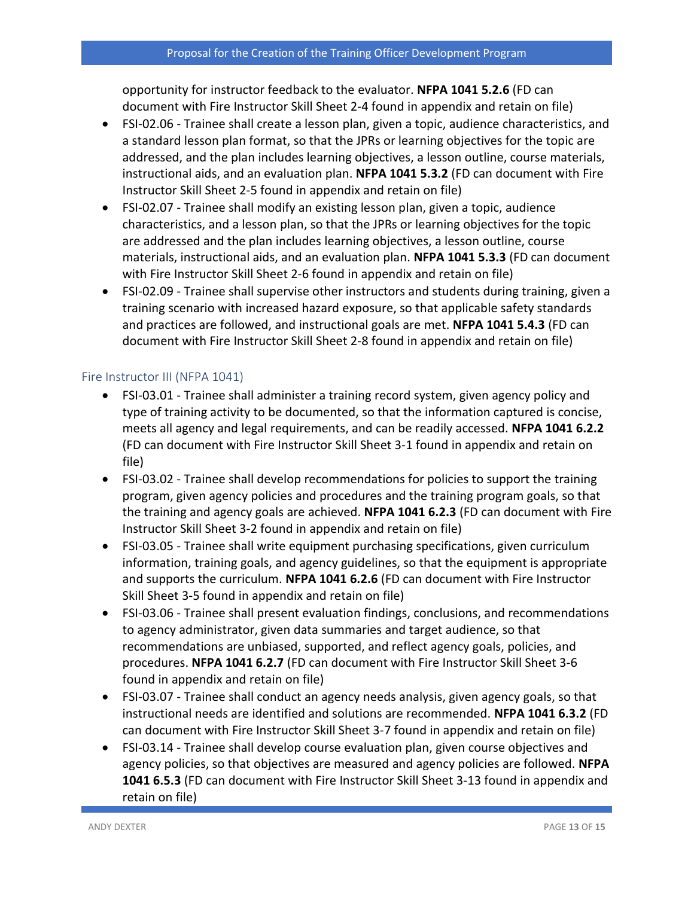opportunity for instructor feedback to the evaluator. **NFPA 1041 5.2.6** (FD can document with Fire Instructor Skill Sheet 2-4 found in appendix and retain on file)

- FSI-02.06 - Trainee shall create a lesson plan, given a topic, audience characteristics, and a standard lesson plan format, so that the JPRs or learning objectives for the topic are addressed, and the plan includes learning objectives, a lesson outline, course materials, instructional aids, and an evaluation plan. **NFPA 1041 5.3.2** (FD can document with Fire Instructor Skill Sheet 2-5 found in appendix and retain on file)
- FSI-02.07 - Trainee shall modify an existing lesson plan, given a topic, audience characteristics, and a lesson plan, so that the JPRs or learning objectives for the topic are addressed and the plan includes learning objectives, a lesson outline, course materials, instructional aids, and an evaluation plan. **NFPA 1041 5.3.3** (FD can document with Fire Instructor Skill Sheet 2-6 found in appendix and retain on file)
- FSI-02.09 - Trainee shall supervise other instructors and students during training, given a training scenario with increased hazard exposure, so that applicable safety standards and practices are followed, and instructional goals are met. **NFPA 1041 5.4.3** (FD can document with Fire Instructor Skill Sheet 2-8 found in appendix and retain on file)

## Fire Instructor III (NFPA 1041)

- FSI-03.01 - Trainee shall administer a training record system, given agency policy and type of training activity to be documented, so that the information captured is concise, meets all agency and legal requirements, and can be readily accessed. **NFPA 1041 6.2.2** (FD can document with Fire Instructor Skill Sheet 3-1 found in appendix and retain on file)
- FSI-03.02 - Trainee shall develop recommendations for policies to support the training program, given agency policies and procedures and the training program goals, so that the training and agency goals are achieved. **NFPA 1041 6.2.3** (FD can document with Fire Instructor Skill Sheet 3-2 found in appendix and retain on file)
- FSI-03.05 - Trainee shall write equipment purchasing specifications, given curriculum information, training goals, and agency guidelines, so that the equipment is appropriate and supports the curriculum. **NFPA 1041 6.2.6** (FD can document with Fire Instructor Skill Sheet 3-5 found in appendix and retain on file)
- FSI-03.06 - Trainee shall present evaluation findings, conclusions, and recommendations to agency administrator, given data summaries and target audience, so that recommendations are unbiased, supported, and reflect agency goals, policies, and procedures. **NFPA 1041 6.2.7** (FD can document with Fire Instructor Skill Sheet 3-6 found in appendix and retain on file)
- FSI-03.07 - Trainee shall conduct an agency needs analysis, given agency goals, so that instructional needs are identified and solutions are recommended. **NFPA 1041 6.3.2** (FD can document with Fire Instructor Skill Sheet 3-7 found in appendix and retain on file)
- FSI-03.14 - Trainee shall develop course evaluation plan, given course objectives and agency policies, so that objectives are measured and agency policies are followed. **NFPA 1041 6.5.3** (FD can document with Fire Instructor Skill Sheet 3-13 found in appendix and retain on file)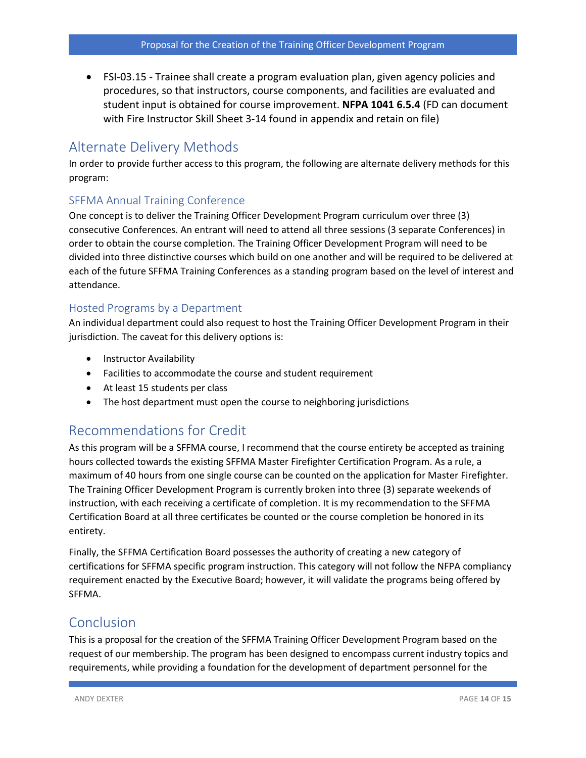- FSI-03.15 - Trainee shall create a program evaluation plan, given agency policies and procedures, so that instructors, course components, and facilities are evaluated and student input is obtained for course improvement. **NFPA 1041 6.5.4** (FD can document with Fire Instructor Skill Sheet 3-14 found in appendix and retain on file)

## Alternate Delivery Methods

In order to provide further access to this program, the following are alternate delivery methods for this program:

### SFFMA Annual Training Conference

One concept is to deliver the Training Officer Development Program curriculum over three (3) consecutive Conferences. An entrant will need to attend all three sessions (3 separate Conferences) in order to obtain the course completion. The Training Officer Development Program will need to be divided into three distinctive courses which build on one another and will be required to be delivered at each of the future SFFMA Training Conferences as a standing program based on the level of interest and attendance.

### Hosted Programs by a Department

An individual department could also request to host the Training Officer Development Program in their jurisdiction. The caveat for this delivery options is:

- Instructor Availability
- Facilities to accommodate the course and student requirement
- At least 15 students per class
- The host department must open the course to neighboring jurisdictions

## Recommendations for Credit

As this program will be a SFFMA course, I recommend that the course entirety be accepted as training hours collected towards the existing SFFMA Master Firefighter Certification Program. As a rule, a maximum of 40 hours from one single course can be counted on the application for Master Firefighter. The Training Officer Development Program is currently broken into three (3) separate weekends of instruction, with each receiving a certificate of completion. It is my recommendation to the SFFMA Certification Board at all three certificates be counted or the course completion be honored in its entirety.

Finally, the SFFMA Certification Board possesses the authority of creating a new category of certifications for SFFMA specific program instruction. This category will not follow the NFPA compliancy requirement enacted by the Executive Board; however, it will validate the programs being offered by SFFMA.

## Conclusion

This is a proposal for the creation of the SFFMA Training Officer Development Program based on the request of our membership. The program has been designed to encompass current industry topics and requirements, while providing a foundation for the development of department personnel for the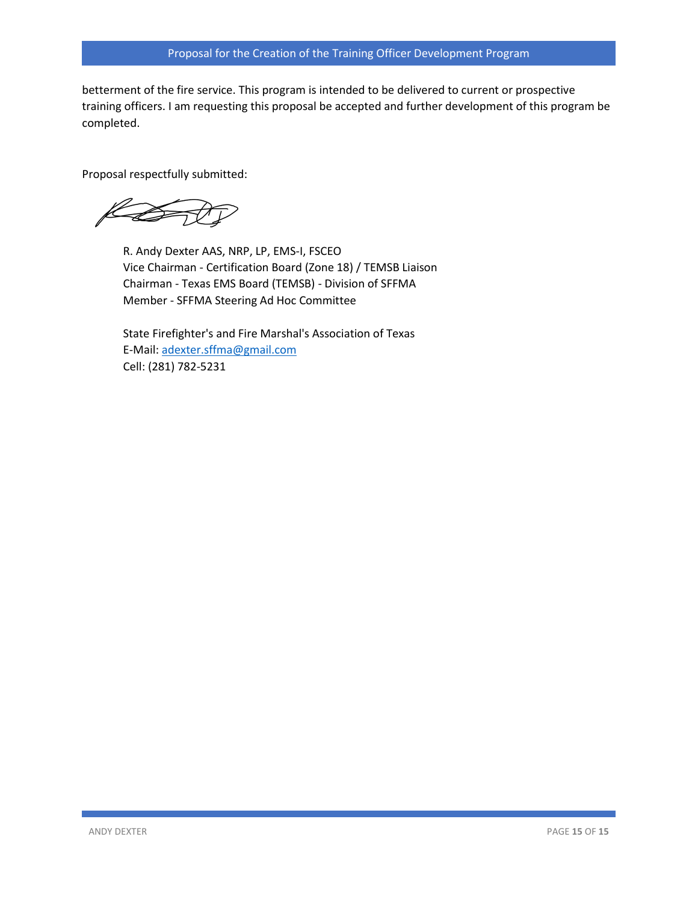betterment of the fire service. This program is intended to be delivered to current or prospective training officers. I am requesting this proposal be accepted and further development of this program be completed.

Proposal respectfully submitted:

R. Andy Dexter AAS, NRP, LP, EMS-I, FSCEO
Vice Chairman - Certification Board (Zone 18) / TEMSB Liaison
Chairman - Texas EMS Board (TEMSB) - Division of SFFMA
Member - SFFMA Steering Ad Hoc Committee

State Firefighter's and Fire Marshal's Association of Texas
E-Mail: adexter.sffma@gmail.com
Cell: (281) 782-5231